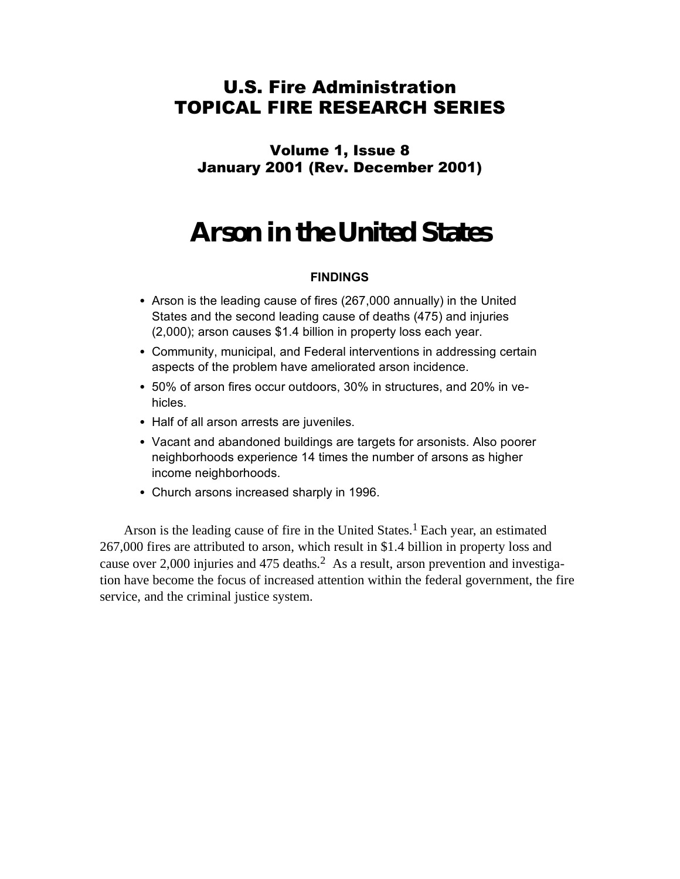# U.S. Fire Administration
# TOPICAL FIRE RESEARCH SERIES

### Volume 1, Issue 8
### January 2001 (Rev. December 2001)

# Arson in the United States

**FINDINGS**

- Arson is the leading cause of fires (267,000 annually) in the United States and the second leading cause of deaths (475) and injuries (2,000); arson causes $1.4 billion in property loss each year.
- Community, municipal, and Federal interventions in addressing certain aspects of the problem have ameliorated arson incidence.
- 50% of arson fires occur outdoors, 30% in structures, and 20% in vehicles.
- Half of all arson arrests are juveniles.
- Vacant and abandoned buildings are targets for arsonists. Also poorer neighborhoods experience 14 times the number of arsons as higher income neighborhoods.
- Church arsons increased sharply in 1996.

Arson is the leading cause of fire in the United States.[1] Each year, an estimated 267,000 fires are attributed to arson, which result in $1.4 billion in property loss and cause over 2,000 injuries and 475 deaths.[2] As a result, arson prevention and investigation have become the focus of increased attention within the federal government, the fire service, and the criminal justice system.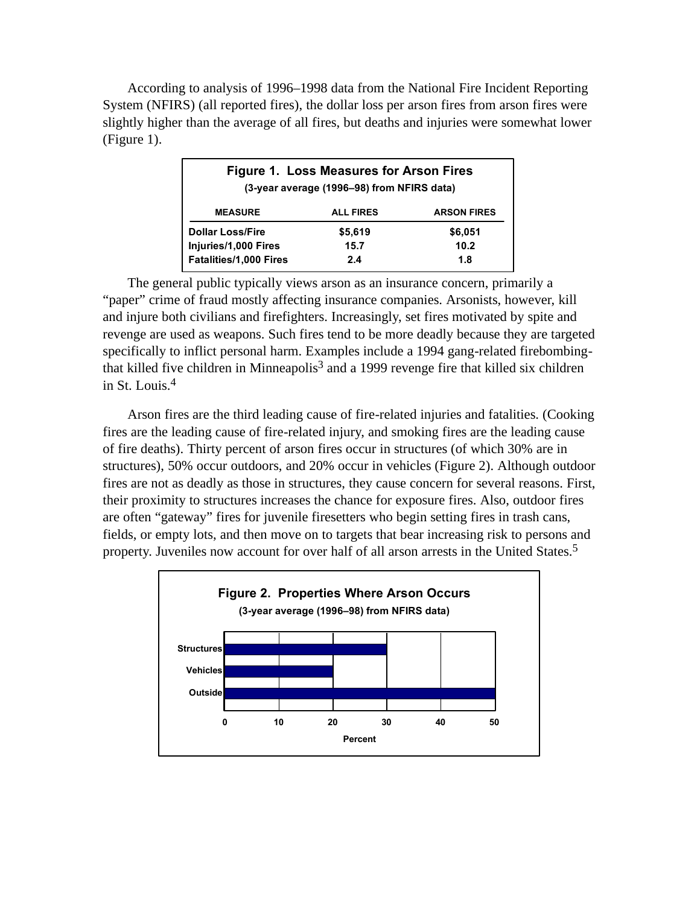According to analysis of 1996–1998 data from the National Fire Incident Reporting System (NFIRS) (all reported fires), the dollar loss per arson fires from arson fires were slightly higher than the average of all fires, but deaths and injuries were somewhat lower (Figure 1).

**Figure 1. Loss Measures for Arson Fires**
**(3-year average (1996–98) from NFIRS data)**

| MEASURE | ALL FIRES | ARSON FIRES |
|---|---|---|
| Dollar Loss/Fire | $5,619 | $6,051 |
| Injuries/1,000 Fires | 15.7 | 10.2 |
| Fatalities/1,000 Fires | 2.4 | 1.8 |

The general public typically views arson as an insurance concern, primarily a "paper" crime of fraud mostly affecting insurance companies. Arsonists, however, kill and injure both civilians and firefighters. Increasingly, set fires motivated by spite and revenge are used as weapons. Such fires tend to be more deadly because they are targeted specifically to inflict personal harm. Examples include a 1994 gang-related firebombing-that killed five children in Minneapolis[3] and a 1999 revenge fire that killed six children in St. Louis.[4]

Arson fires are the third leading cause of fire-related injuries and fatalities. (Cooking fires are the leading cause of fire-related injury, and smoking fires are the leading cause of fire deaths). Thirty percent of arson fires occur in structures (of which 30% are in structures), 50% occur outdoors, and 20% occur in vehicles (Figure 2). Although outdoor fires are not as deadly as those in structures, they cause concern for several reasons. First, their proximity to structures increases the chance for exposure fires. Also, outdoor fires are often "gateway" fires for juvenile firesetters who begin setting fires in trash cans, fields, or empty lots, and then move on to targets that bear increasing risk to persons and property. Juveniles now account for over half of all arson arrests in the United States.[5]

**Figure 2. Properties Where Arson Occurs**
**(3-year average (1996–98) from NFIRS data)**

| Property | Percent |
|---|---|
| Structures | 30 |
| Vehicles | 20 |
| Outside | 50 |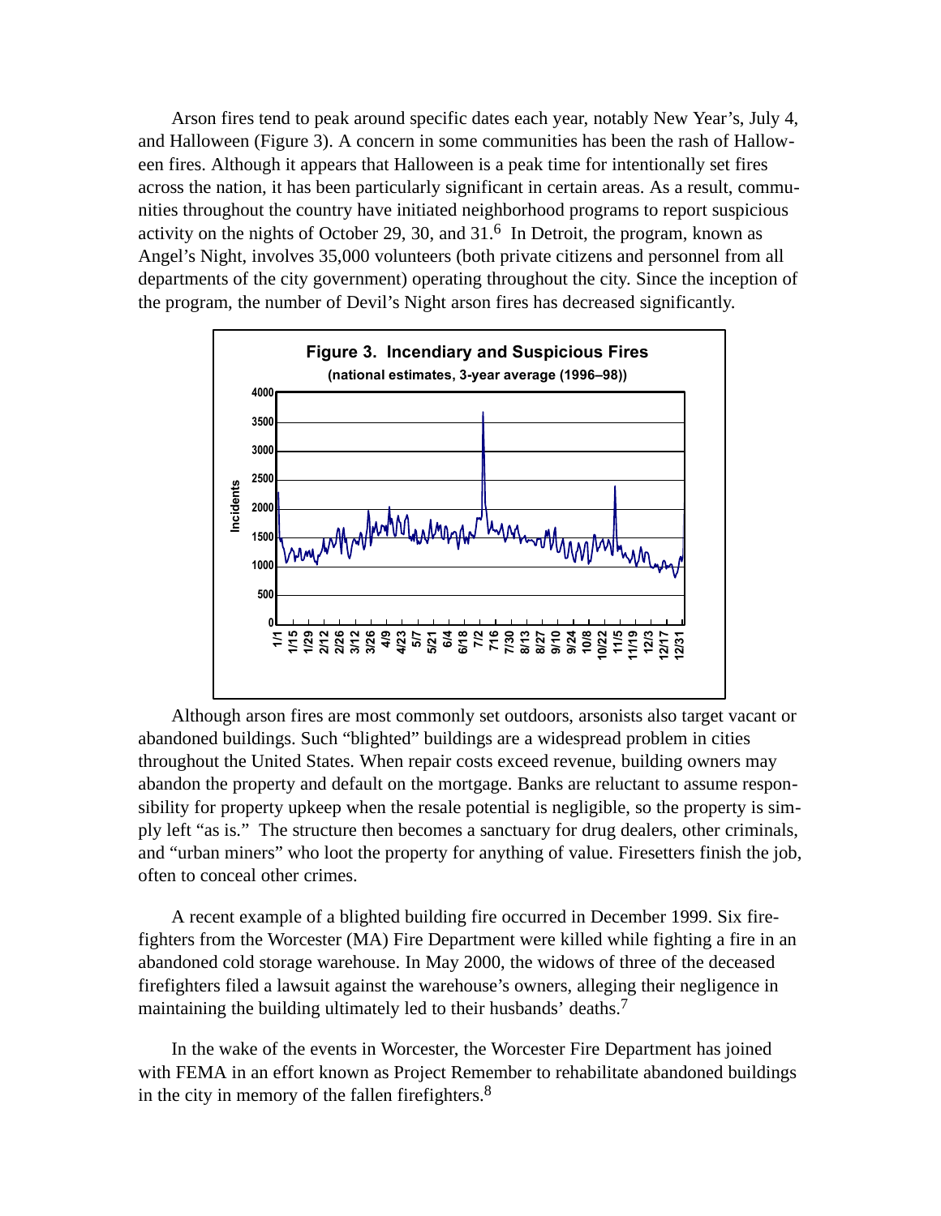Arson fires tend to peak around specific dates each year, notably New Year's, July 4, and Halloween (Figure 3). A concern in some communities has been the rash of Halloween fires. Although it appears that Halloween is a peak time for intentionally set fires across the nation, it has been particularly significant in certain areas. As a result, communities throughout the country have initiated neighborhood programs to report suspicious activity on the nights of October 29, 30, and 31.[6] In Detroit, the program, known as Angel's Night, involves 35,000 volunteers (both private citizens and personnel from all departments of the city government) operating throughout the city. Since the inception of the program, the number of Devil's Night arson fires has decreased significantly.

**Figure 3. Incendiary and Suspicious Fires**
**(national estimates, 3-year average (1996–98))**

Although arson fires are most commonly set outdoors, arsonists also target vacant or abandoned buildings. Such "blighted" buildings are a widespread problem in cities throughout the United States. When repair costs exceed revenue, building owners may abandon the property and default on the mortgage. Banks are reluctant to assume responsibility for property upkeep when the resale potential is negligible, so the property is simply left "as is." The structure then becomes a sanctuary for drug dealers, other criminals, and "urban miners" who loot the property for anything of value. Firesetters finish the job, often to conceal other crimes.

A recent example of a blighted building fire occurred in December 1999. Six firefighters from the Worcester (MA) Fire Department were killed while fighting a fire in an abandoned cold storage warehouse. In May 2000, the widows of three of the deceased firefighters filed a lawsuit against the warehouse's owners, alleging their negligence in maintaining the building ultimately led to their husbands' deaths.[7]

In the wake of the events in Worcester, the Worcester Fire Department has joined with FEMA in an effort known as Project Remember to rehabilitate abandoned buildings in the city in memory of the fallen firefighters.[8]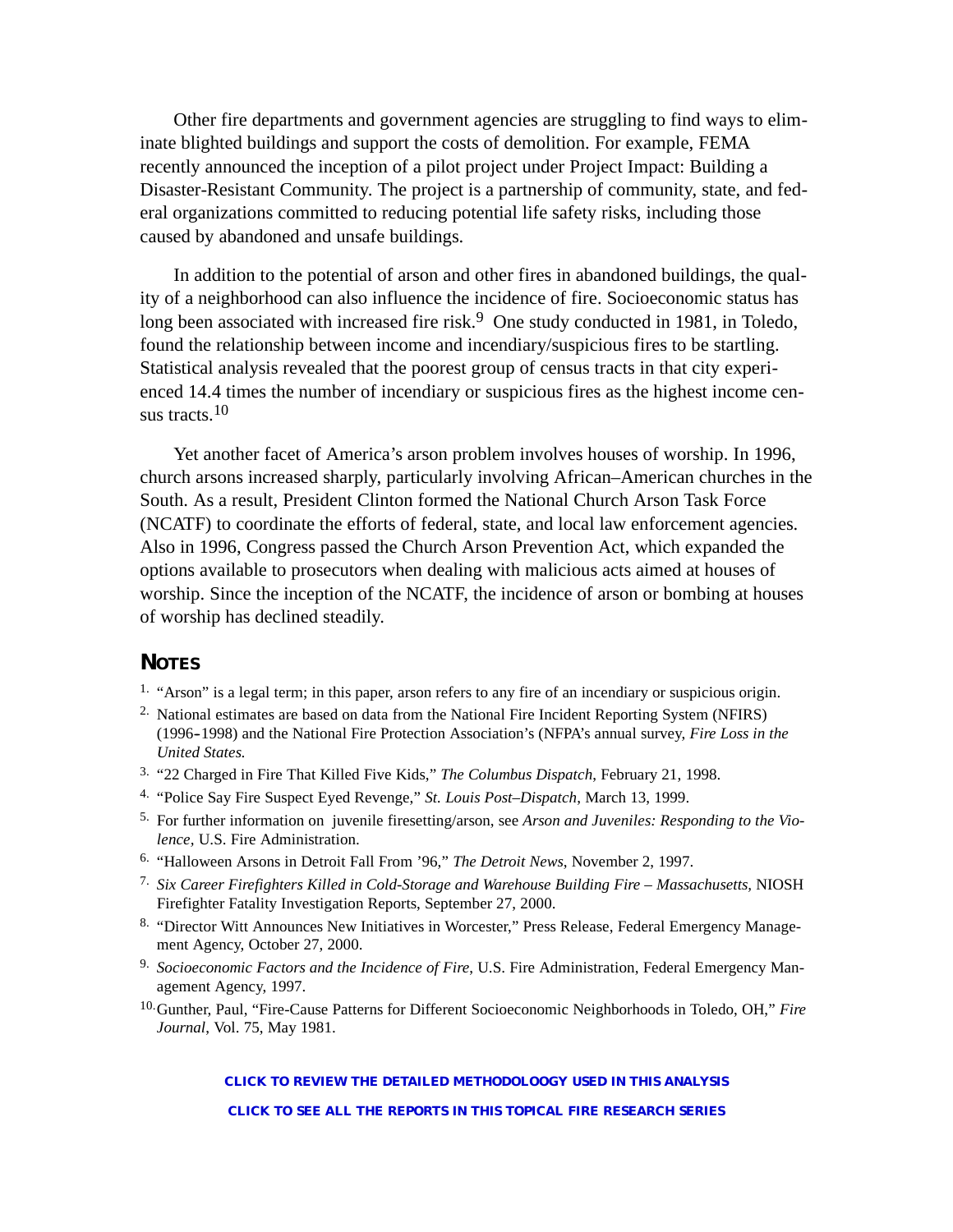Other fire departments and government agencies are struggling to find ways to eliminate blighted buildings and support the costs of demolition. For example, FEMA recently announced the inception of a pilot project under Project Impact: Building a Disaster-Resistant Community. The project is a partnership of community, state, and federal organizations committed to reducing potential life safety risks, including those caused by abandoned and unsafe buildings.

In addition to the potential of arson and other fires in abandoned buildings, the quality of a neighborhood can also influence the incidence of fire. Socioeconomic status has long been associated with increased fire risk.[9] One study conducted in 1981, in Toledo, found the relationship between income and incendiary/suspicious fires to be startling. Statistical analysis revealed that the poorest group of census tracts in that city experienced 14.4 times the number of incendiary or suspicious fires as the highest income census tracts.[10]

Yet another facet of America's arson problem involves houses of worship. In 1996, church arsons increased sharply, particularly involving African–American churches in the South. As a result, President Clinton formed the National Church Arson Task Force (NCATF) to coordinate the efforts of federal, state, and local law enforcement agencies. Also in 1996, Congress passed the Church Arson Prevention Act, which expanded the options available to prosecutors when dealing with malicious acts aimed at houses of worship. Since the inception of the NCATF, the incidence of arson or bombing at houses of worship has declined steadily.

## NOTES

1. "Arson" is a legal term; in this paper, arson refers to any fire of an incendiary or suspicious origin.
2. National estimates are based on data from the National Fire Incident Reporting System (NFIRS) (1996–1998) and the National Fire Protection Association's (NFPA's annual survey, *Fire Loss in the United States.*
3. "22 Charged in Fire That Killed Five Kids," *The Columbus Dispatch*, February 21, 1998.
4. "Police Say Fire Suspect Eyed Revenge," *St. Louis Post–Dispatch*, March 13, 1999.
5. For further information on juvenile firesetting/arson, see *Arson and Juveniles: Responding to the Violence,* U.S. Fire Administration.
6. "Halloween Arsons in Detroit Fall From '96," *The Detroit News*, November 2, 1997.
7. *Six Career Firefighters Killed in Cold-Storage and Warehouse Building Fire – Massachusetts,* NIOSH Firefighter Fatality Investigation Reports, September 27, 2000.
8. "Director Witt Announces New Initiatives in Worcester," Press Release, Federal Emergency Management Agency, October 27, 2000.
9. *Socioeconomic Factors and the Incidence of Fire,* U.S. Fire Administration, Federal Emergency Management Agency, 1997.
10. Gunther, Paul, "Fire-Cause Patterns for Different Socioeconomic Neighborhoods in Toledo, OH," *Fire Journal,* Vol. 75, May 1981.

**CLICK TO REVIEW THE DETAILED METHODOLOOGY USED IN THIS ANALYSIS**

**CLICK TO SEE ALL THE REPORTS IN THIS TOPICAL FIRE RESEARCH SERIES**